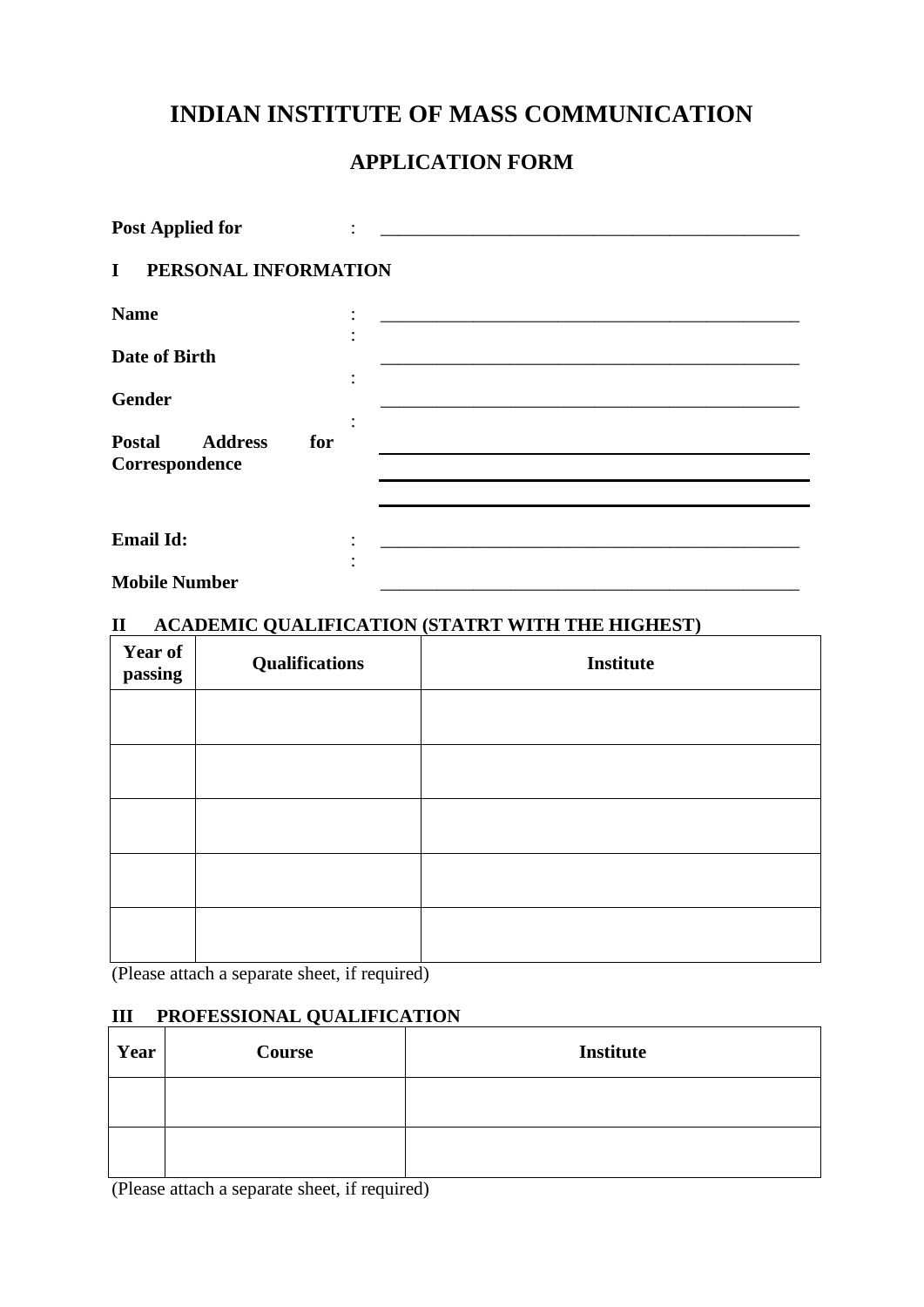# INDIAN INSTITUTE OF MASS COMMUNICATION

## APPLICATION FORM

**Post Applied for** : _______________________________________________

**I PERSONAL INFORMATION**

**Name** : _______________________________________________

**Date of Birth** : _______________________________________________

**Gender** : _______________________________________________

**Postal Address for Correspondence** : _______________________________________________

_______________________________________________

_______________________________________________

**Email Id:** : _______________________________________________

**Mobile Number** : _______________________________________________

**II ACADEMIC QUALIFICATION (STATRT WITH THE HIGHEST)**

| Year of passing | Qualifications | Institute |
|---|---|---|
| | | |
| | | |
| | | |
| | | |
| | | |

(Please attach a separate sheet, if required)

**III PROFESSIONAL QUALIFICATION**

| Year | Course | Institute |
|---|---|---|
| | | |
| | | |

(Please attach a separate sheet, if required)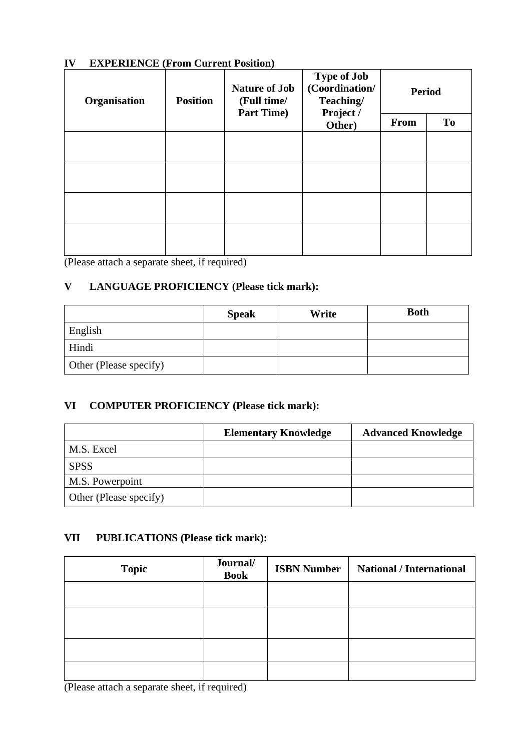## IV EXPERIENCE (From Current Position)

| Organisation | Position | Nature of Job (Full time/ Part Time) | Type of Job (Coordination/ Teaching/ Project / Other) | Period | |
|---|---|---|---|---|---|
| | | | | From | To |
| | | | | | |
| | | | | | |
| | | | | | |
| | | | | | |

(Please attach a separate sheet, if required)

## V LANGUAGE PROFICIENCY (Please tick mark):

| | Speak | Write | Both |
|---|---|---|---|
| English | | | |
| Hindi | | | |
| Other (Please specify) | | | |

## VI COMPUTER PROFICIENCY (Please tick mark):

| | Elementary Knowledge | Advanced Knowledge |
|---|---|---|
| M.S. Excel | | |
| SPSS | | |
| M.S. Powerpoint | | |
| Other (Please specify) | | |

## VII PUBLICATIONS (Please tick mark):

| Topic | Journal/ Book | ISBN Number | National / International |
|---|---|---|---|
| | | | |
| | | | |
| | | | |
| | | | |

(Please attach a separate sheet, if required)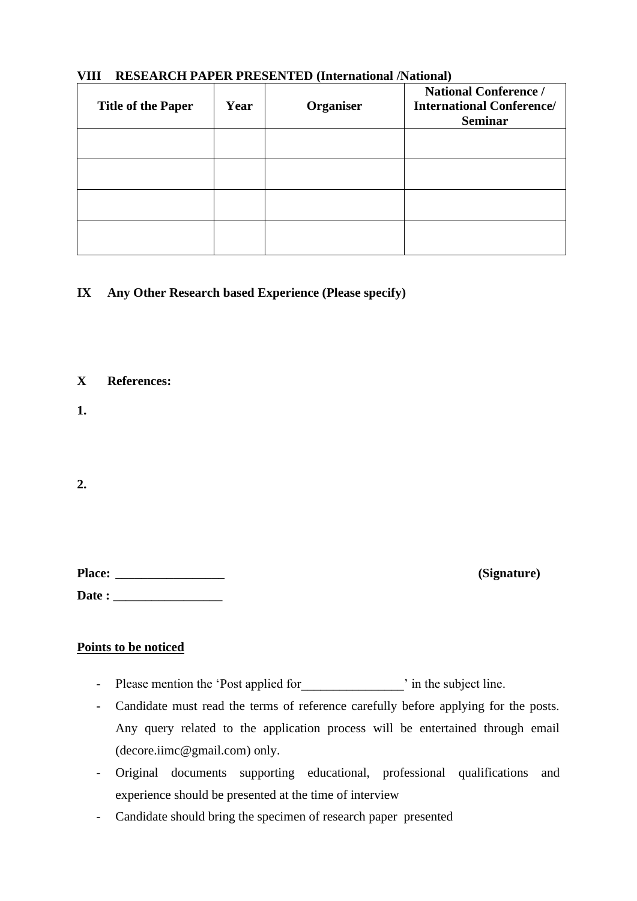**VIII RESEARCH PAPER PRESENTED (International /National)**

| Title of the Paper | Year | Organiser | National Conference / International Conference/ Seminar |
|---|---|---|---|
| | | | |
| | | | |
| | | | |
| | | | |

**IX Any Other Research based Experience (Please specify)**

**X References:**

**1.**

**2.**

**Place: _________________** **(Signature)**

**Date : _________________**

**Points to be noticed**

- Please mention the 'Post applied for________________' in the subject line.
- Candidate must read the terms of reference carefully before applying for the posts. Any query related to the application process will be entertained through email (decore.iimc@gmail.com) only.
- Original documents supporting educational, professional qualifications and experience should be presented at the time of interview
- Candidate should bring the specimen of research paper presented